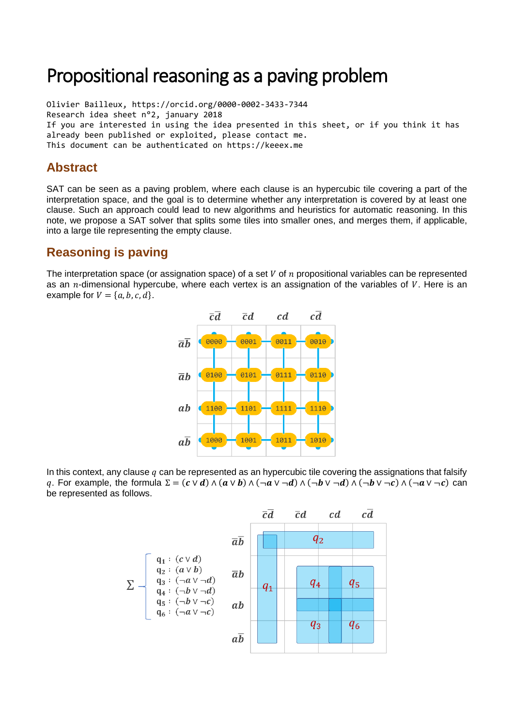# Propositional reasoning as a paving problem

```
Olivier Bailleux, https://orcid.org/0000-0002-3433-7344
Research idea sheet n°2, january 2018
If you are interested in using the idea presented in this sheet, or if you think it has
already been published or exploited, please contact me.
This document can be authenticated on https://keeex.me
```

## Abstract

SAT can be seen as a paving problem, where each clause is an hypercubic tile covering a part of the interpretation space, and the goal is to determine whether any interpretation is covered by at least one clause. Such an approach could lead to new algorithms and heuristics for automatic reasoning. In this note, we propose a SAT solver that splits some tiles into smaller ones, and merges them, if applicable, into a large tile representing the empty clause.

## Reasoning is paving

The interpretation space (or assignation space) of a set $V$ of $n$ propositional variables can be represented as an $n$-dimensional hypercube, where each vertex is an assignation of the variables of $V$. Here is an example for $V = \{a, b, c, d\}$.

| | $\bar{c}\bar{d}$ | $\bar{c}d$ | $cd$ | $c\bar{d}$ |
|---|---|---|---|---|
| $\bar{a}\bar{b}$ | 0000 | 0001 | 0011 | 0010 |
| $\bar{a}b$ | 0100 | 0101 | 0111 | 0110 |
| $ab$ | 1100 | 1101 | 1111 | 1110 |
| $a\bar{b}$ | 1000 | 1001 | 1011 | 1010 |

In this context, any clause $q$ can be represented as an hypercubic tile covering the assignations that falsify $q$. For example, the formula $\Sigma = (c \vee d) \wedge (a \vee b) \wedge (\neg a \vee \neg d) \wedge (\neg b \vee \neg d) \wedge (\neg b \vee \neg c) \wedge (\neg a \vee \neg c)$ can be represented as follows.

$$\Sigma \left\{ \begin{array}{l} q_1 : (c \vee d) \\ q_2 : (a \vee b) \\ q_3 : (\neg a \vee \neg d) \\ q_4 : (\neg b \vee \neg d) \\ q_5 : (\neg b \vee \neg c) \\ q_6 : (\neg a \vee \neg c) \end{array} \right.$$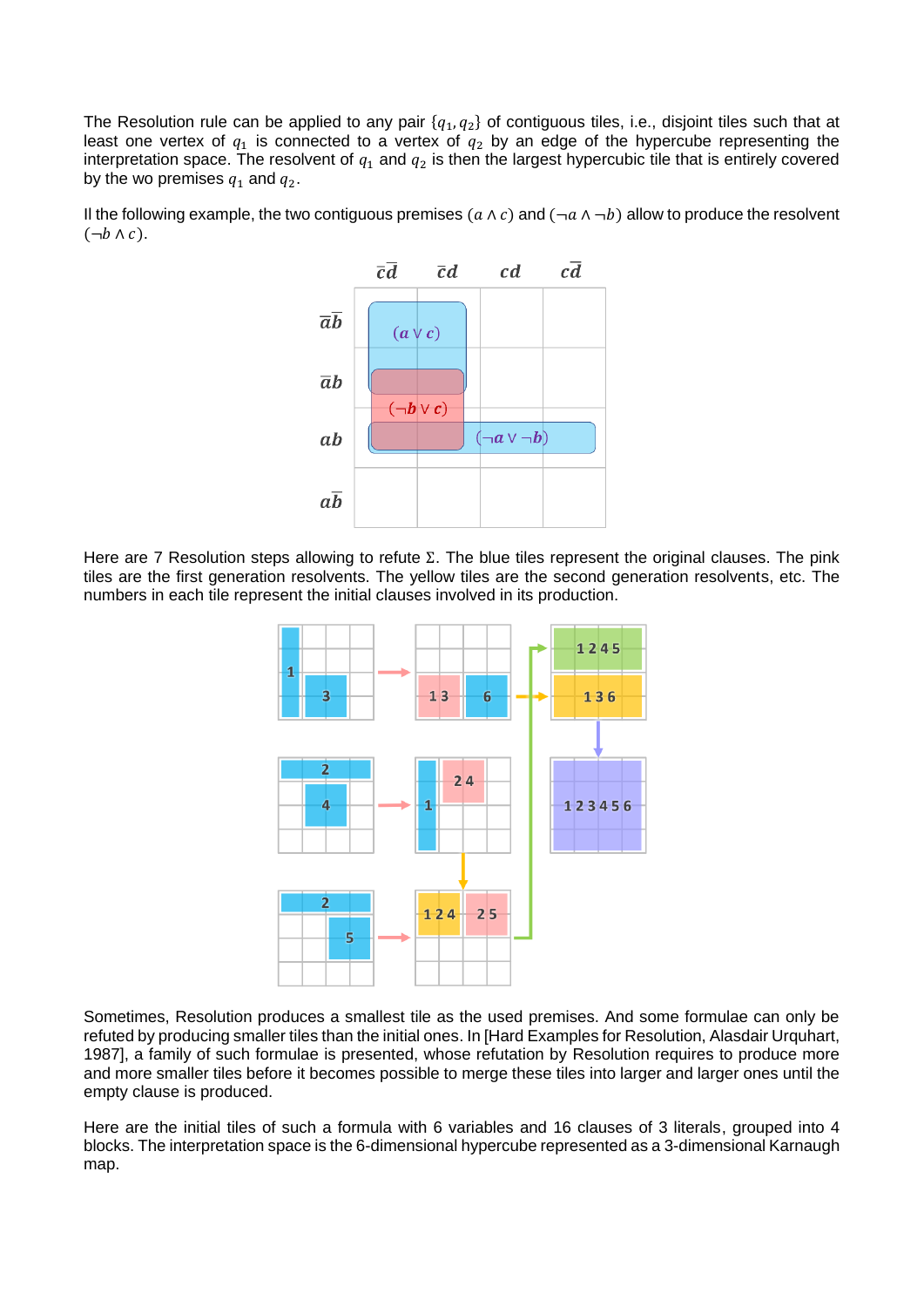The Resolution rule can be applied to any pair $\{q_1, q_2\}$ of contiguous tiles, i.e., disjoint tiles such that at least one vertex of $q_1$ is connected to a vertex of $q_2$ by an edge of the hypercube representing the interpretation space. The resolvent of $q_1$ and $q_2$ is then the largest hypercubic tile that is entirely covered by the wo premises $q_1$ and $q_2$.

Il the following example, the two contiguous premises $(a \wedge c)$ and $(\neg a \wedge \neg b)$ allow to produce the resolvent $(\neg b \wedge c)$.

Here are 7 Resolution steps allowing to refute $\Sigma$. The blue tiles represent the original clauses. The pink tiles are the first generation resolvents. The yellow tiles are the second generation resolvents, etc. The numbers in each tile represent the initial clauses involved in its production.

Sometimes, Resolution produces a smallest tile as the used premises. And some formulae can only be refuted by producing smaller tiles than the initial ones. In [Hard Examples for Resolution, Alasdair Urquhart, 1987], a family of such formulae is presented, whose refutation by Resolution requires to produce more and more smaller tiles before it becomes possible to merge these tiles into larger and larger ones until the empty clause is produced.

Here are the initial tiles of such a formula with 6 variables and 16 clauses of 3 literals, grouped into 4 blocks. The interpretation space is the 6-dimensional hypercube represented as a 3-dimensional Karnaugh map.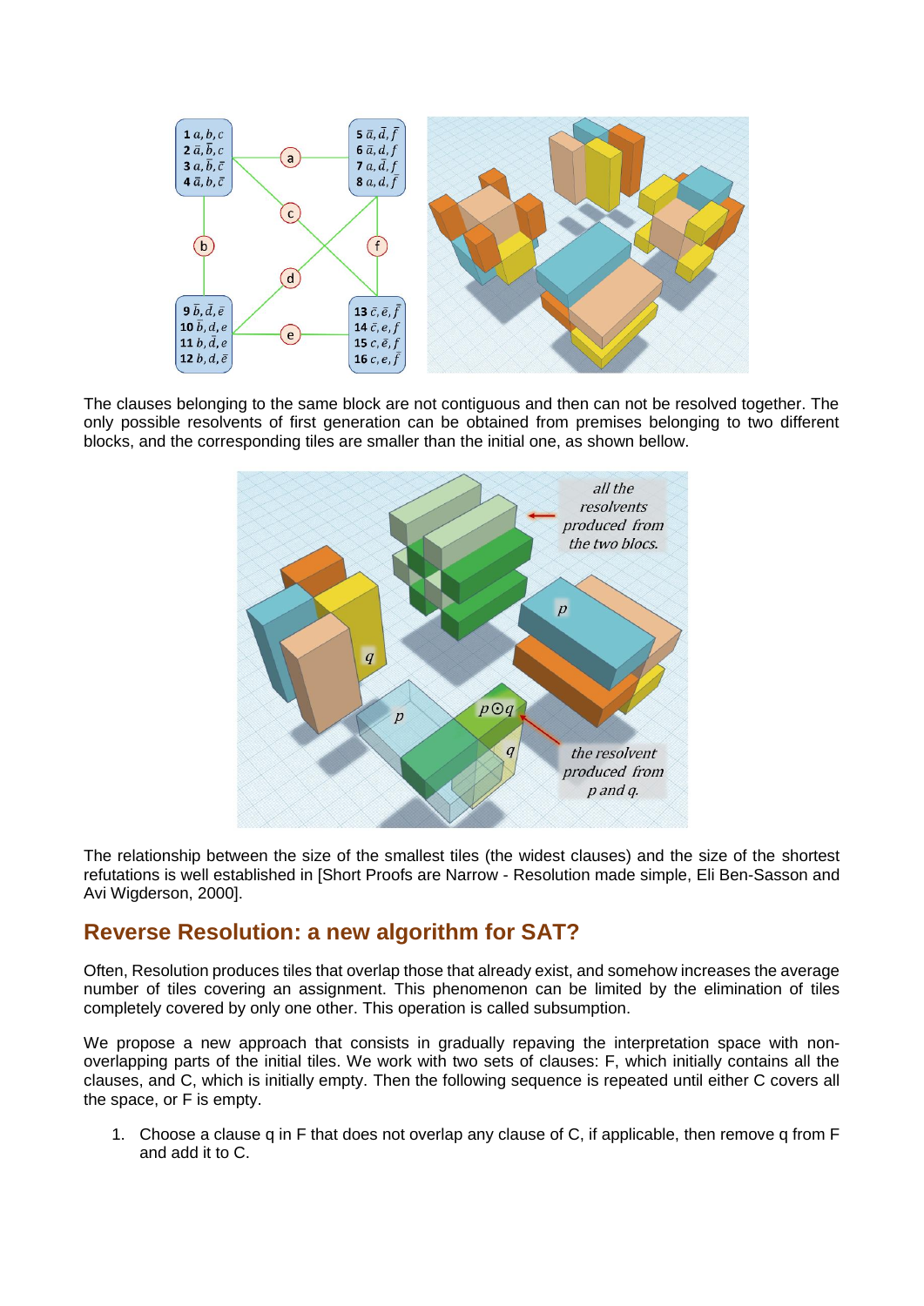The clauses belonging to the same block are not contiguous and then can not be resolved together. The only possible resolvents of first generation can be obtained from premises belonging to two different blocks, and the corresponding tiles are smaller than the initial one, as shown bellow.

The relationship between the size of the smallest tiles (the widest clauses) and the size of the shortest refutations is well established in [Short Proofs are Narrow - Resolution made simple, Eli Ben-Sasson and Avi Wigderson, 2000].

## Reverse Resolution: a new algorithm for SAT?

Often, Resolution produces tiles that overlap those that already exist, and somehow increases the average number of tiles covering an assignment. This phenomenon can be limited by the elimination of tiles completely covered by only one other. This operation is called subsumption.

We propose a new approach that consists in gradually repaving the interpretation space with non-overlapping parts of the initial tiles. We work with two sets of clauses: F, which initially contains all the clauses, and C, which is initially empty. Then the following sequence is repeated until either C covers all the space, or F is empty.

1. Choose a clause q in F that does not overlap any clause of C, if applicable, then remove q from F and add it to C.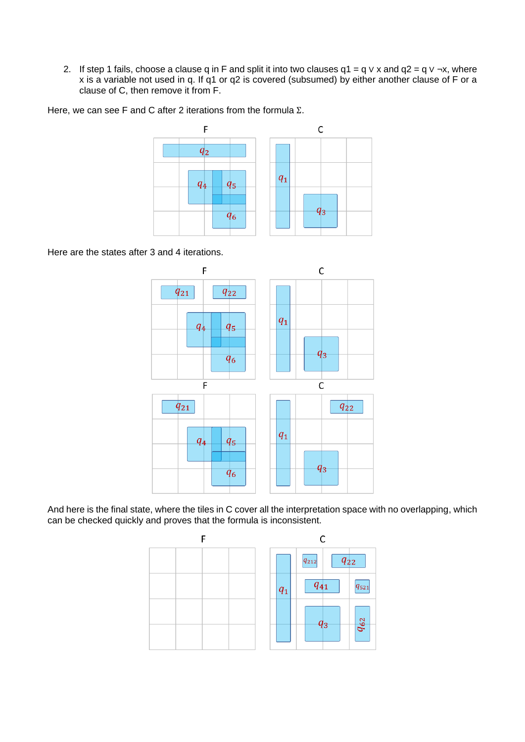2. If step 1 fails, choose a clause q in F and split it into two clauses q1 = q ∨ x and q2 = q ∨ ¬x, where x is a variable not used in q. If q1 or q2 is covered (subsumed) by either another clause of F or a clause of C, then remove it from F.

Here, we can see F and C after 2 iterations from the formula Σ.

Here are the states after 3 and 4 iterations.

And here is the final state, where the tiles in C cover all the interpretation space with no overlapping, which can be checked quickly and proves that the formula is inconsistent.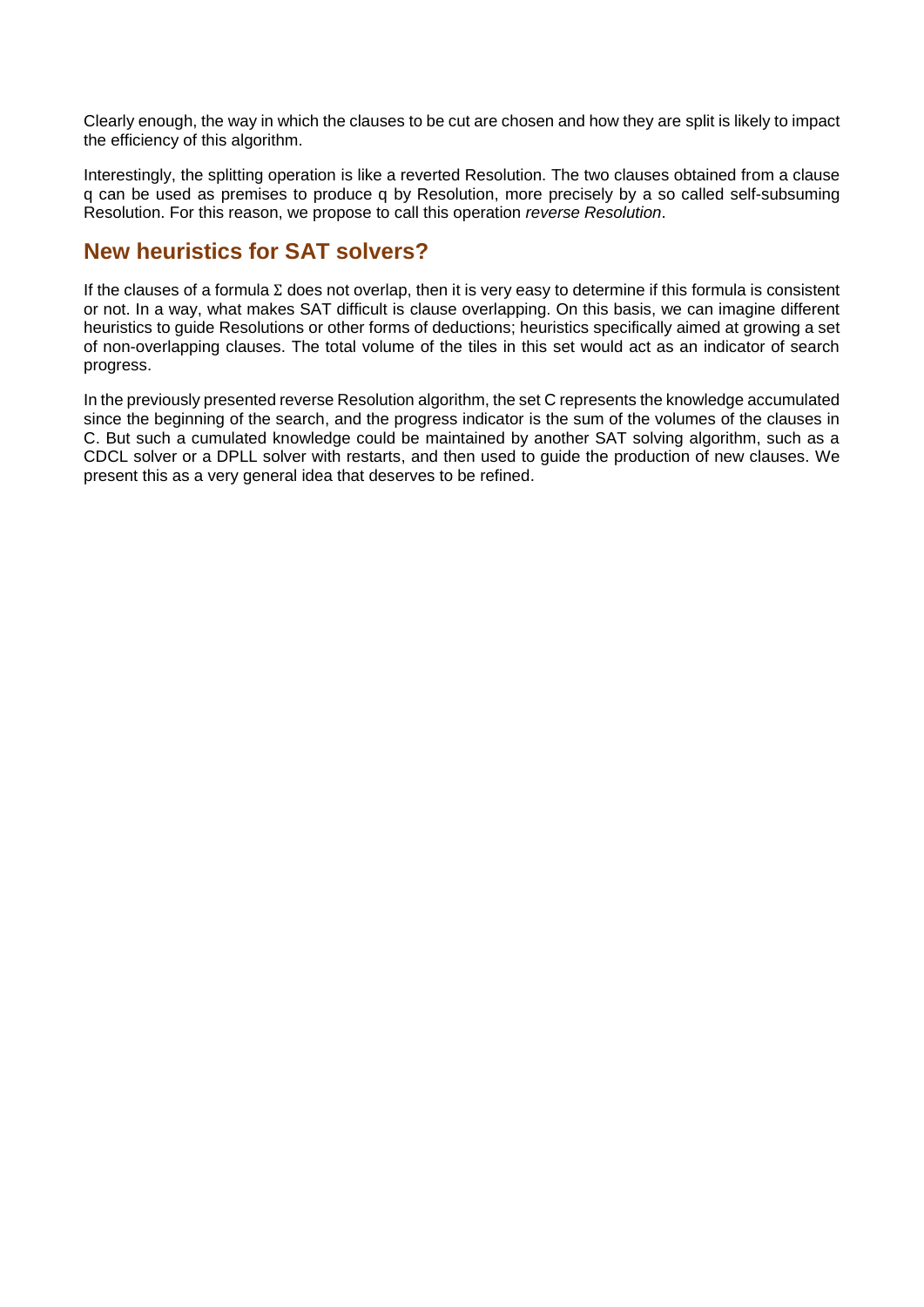Clearly enough, the way in which the clauses to be cut are chosen and how they are split is likely to impact the efficiency of this algorithm.

Interestingly, the splitting operation is like a reverted Resolution. The two clauses obtained from a clause q can be used as premises to produce q by Resolution, more precisely by a so called self-subsuming Resolution. For this reason, we propose to call this operation *reverse Resolution*.

## New heuristics for SAT solvers?

If the clauses of a formula $\Sigma$ does not overlap, then it is very easy to determine if this formula is consistent or not. In a way, what makes SAT difficult is clause overlapping. On this basis, we can imagine different heuristics to guide Resolutions or other forms of deductions; heuristics specifically aimed at growing a set of non-overlapping clauses. The total volume of the tiles in this set would act as an indicator of search progress.

In the previously presented reverse Resolution algorithm, the set C represents the knowledge accumulated since the beginning of the search, and the progress indicator is the sum of the volumes of the clauses in C. But such a cumulated knowledge could be maintained by another SAT solving algorithm, such as a CDCL solver or a DPLL solver with restarts, and then used to guide the production of new clauses. We present this as a very general idea that deserves to be refined.